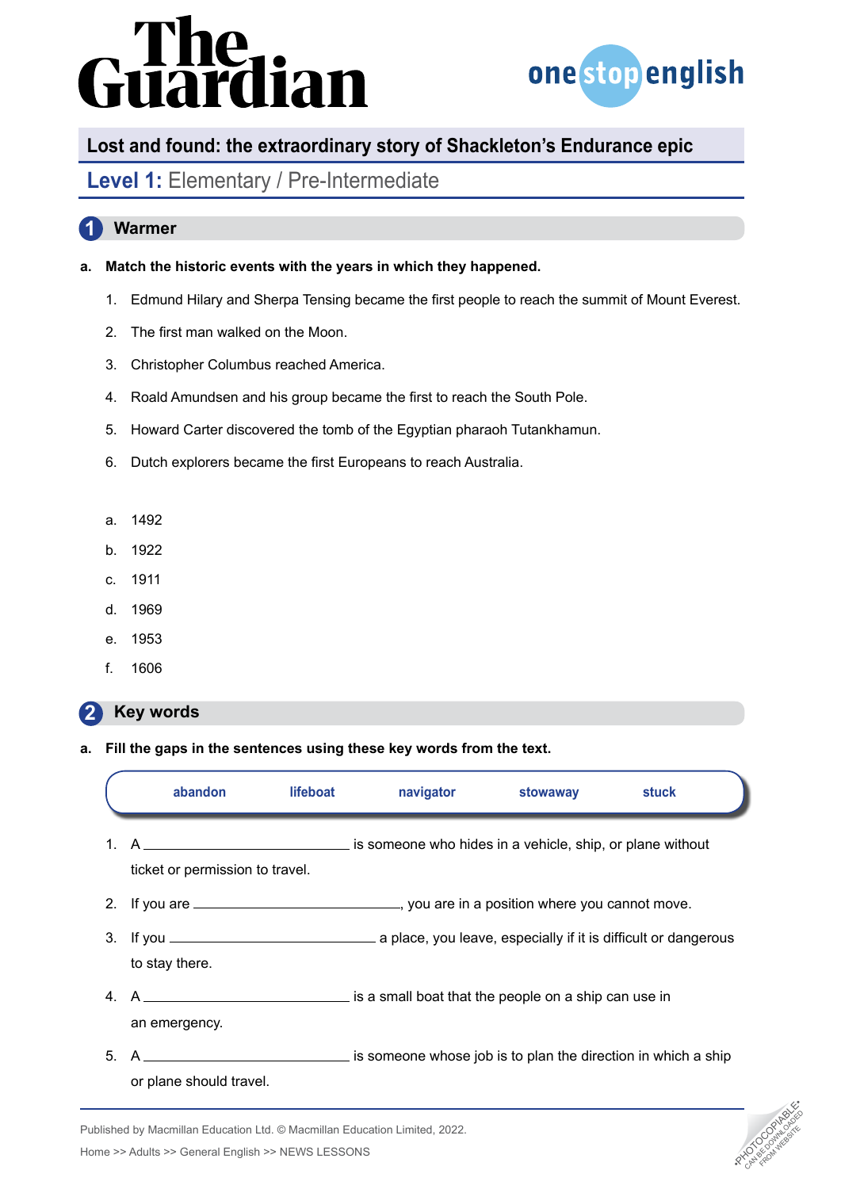# Lost and found: the extraordinary story of Shackleton's Endurance epic

## Level 1: Elementary / Pre-Intermediate

## 1 Warmer

**a. Match the historic events with the years in which they happened.**

1. Edmund Hilary and Sherpa Tensing became the first people to reach the summit of Mount Everest.
2. The first man walked on the Moon.
3. Christopher Columbus reached America.
4. Roald Amundsen and his group became the first to reach the South Pole.
5. Howard Carter discovered the tomb of the Egyptian pharaoh Tutankhamun.
6. Dutch explorers became the first Europeans to reach Australia.

a. 1492
b. 1922
c. 1911
d. 1969
e. 1953
f. 1606

## 2 Key words

**a. Fill the gaps in the sentences using these key words from the text.**

| abandon | lifeboat | navigator | stowaway | stuck |
|---|---|---|---|---|

1. A ____________________ is someone who hides in a vehicle, ship, or plane without ticket or permission to travel.
2. If you are ____________________, you are in a position where you cannot move.
3. If you ____________________ a place, you leave, especially if it is difficult or dangerous to stay there.
4. A ____________________ is a small boat that the people on a ship can use in an emergency.
5. A ____________________ is someone whose job is to plan the direction in which a ship or plane should travel.

Published by Macmillan Education Ltd. © Macmillan Education Limited, 2022.

Home >> Adults >> General English >> NEWS LESSONS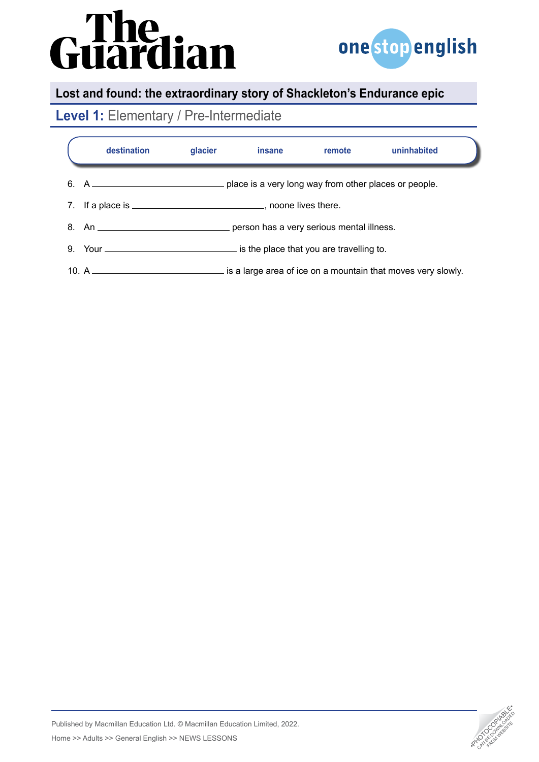## Lost and found: the extraordinary story of Shackleton's Endurance epic

### **Level 1:** Elementary / Pre-Intermediate

| destination | glacier | insane | remote | uninhabited |
|---|---|---|---|---|

6. A ______________________ place is a very long way from other places or people.
7. If a place is ______________________, noone lives there.
8. An ______________________ person has a very serious mental illness.
9. Your ______________________ is the place that you are travelling to.
10. A ______________________ is a large area of ice on a mountain that moves very slowly.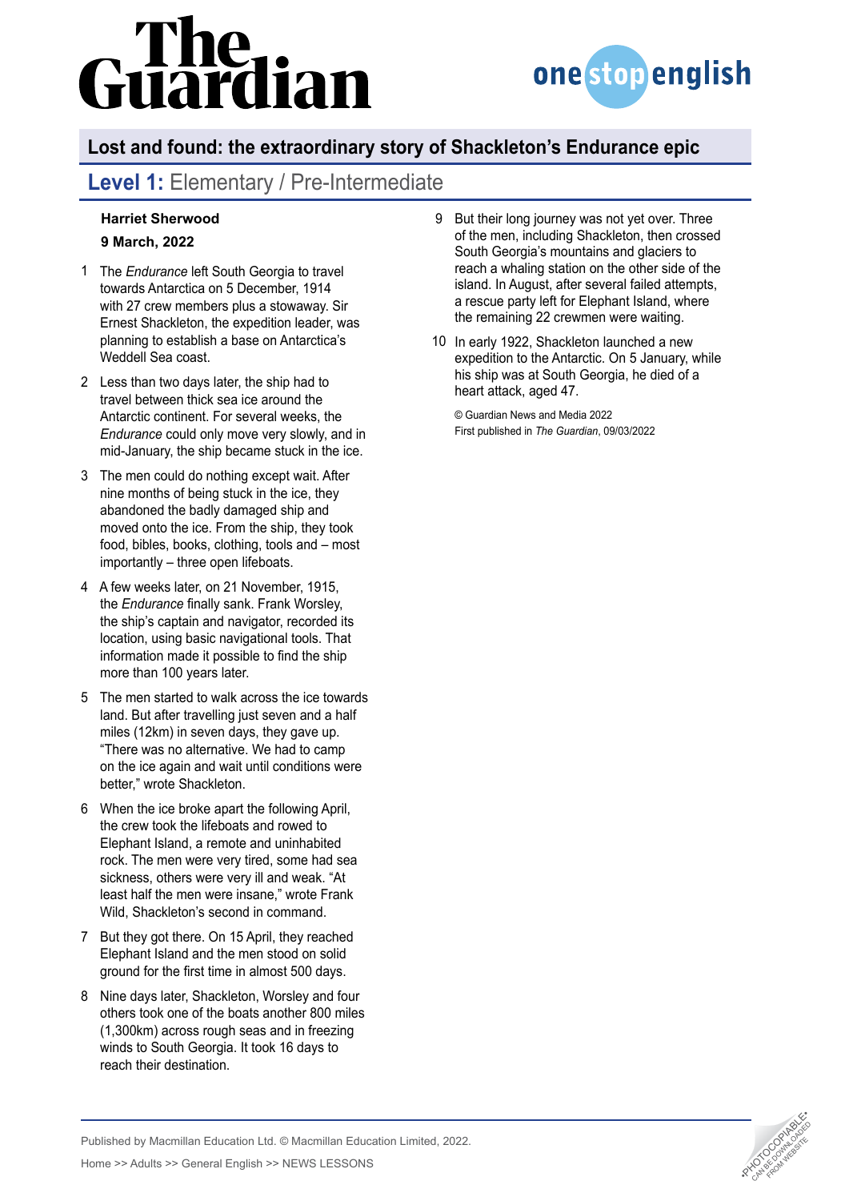## Lost and found: the extraordinary story of Shackleton's Endurance epic

### Level 1: Elementary / Pre-Intermediate

**Harriet Sherwood**

**9 March, 2022**

1 The *Endurance* left South Georgia to travel towards Antarctica on 5 December, 1914 with 27 crew members plus a stowaway. Sir Ernest Shackleton, the expedition leader, was planning to establish a base on Antarctica's Weddell Sea coast.

2 Less than two days later, the ship had to travel between thick sea ice around the Antarctic continent. For several weeks, the *Endurance* could only move very slowly, and in mid-January, the ship became stuck in the ice.

3 The men could do nothing except wait. After nine months of being stuck in the ice, they abandoned the badly damaged ship and moved onto the ice. From the ship, they took food, bibles, books, clothing, tools and – most importantly – three open lifeboats.

4 A few weeks later, on 21 November, 1915, the *Endurance* finally sank. Frank Worsley, the ship's captain and navigator, recorded its location, using basic navigational tools. That information made it possible to find the ship more than 100 years later.

5 The men started to walk across the ice towards land. But after travelling just seven and a half miles (12km) in seven days, they gave up. "There was no alternative. We had to camp on the ice again and wait until conditions were better," wrote Shackleton.

6 When the ice broke apart the following April, the crew took the lifeboats and rowed to Elephant Island, a remote and uninhabited rock. The men were very tired, some had sea sickness, others were very ill and weak. "At least half the men were insane," wrote Frank Wild, Shackleton's second in command.

7 But they got there. On 15 April, they reached Elephant Island and the men stood on solid ground for the first time in almost 500 days.

8 Nine days later, Shackleton, Worsley and four others took one of the boats another 800 miles (1,300km) across rough seas and in freezing winds to South Georgia. It took 16 days to reach their destination.

9 But their long journey was not yet over. Three of the men, including Shackleton, then crossed South Georgia's mountains and glaciers to reach a whaling station on the other side of the island. In August, after several failed attempts, a rescue party left for Elephant Island, where the remaining 22 crewmen were waiting.

10 In early 1922, Shackleton launched a new expedition to the Antarctic. On 5 January, while his ship was at South Georgia, he died of a heart attack, aged 47.

© Guardian News and Media 2022
First published in *The Guardian*, 09/03/2022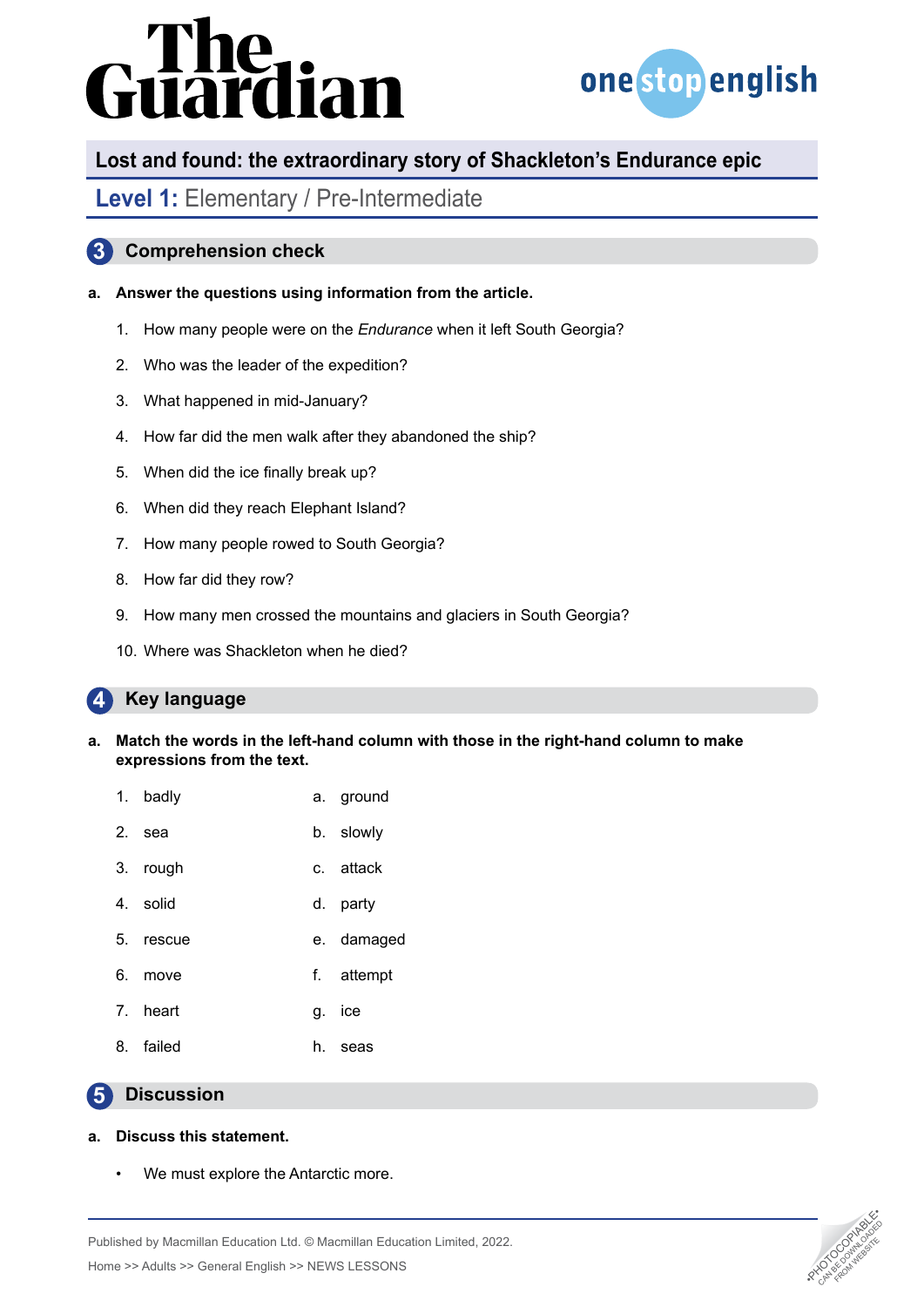# Lost and found: the extraordinary story of Shackleton's Endurance epic

## Level 1: Elementary / Pre-Intermediate

## 3 Comprehension check

**a. Answer the questions using information from the article.**

1. How many people were on the *Endurance* when it left South Georgia?
2. Who was the leader of the expedition?
3. What happened in mid-January?
4. How far did the men walk after they abandoned the ship?
5. When did the ice finally break up?
6. When did they reach Elephant Island?
7. How many people rowed to South Georgia?
8. How far did they row?
9. How many men crossed the mountains and glaciers in South Georgia?
10. Where was Shackleton when he died?

## 4 Key language

**a. Match the words in the left-hand column with those in the right-hand column to make expressions from the text.**

| | |
|---|---|
| 1. badly | a. ground |
| 2. sea | b. slowly |
| 3. rough | c. attack |
| 4. solid | d. party |
| 5. rescue | e. damaged |
| 6. move | f. attempt |
| 7. heart | g. ice |
| 8. failed | h. seas |

## 5 Discussion

**a. Discuss this statement.**

- We must explore the Antarctic more.

Published by Macmillan Education Ltd. © Macmillan Education Limited, 2022.

Home >> Adults >> General English >> NEWS LESSONS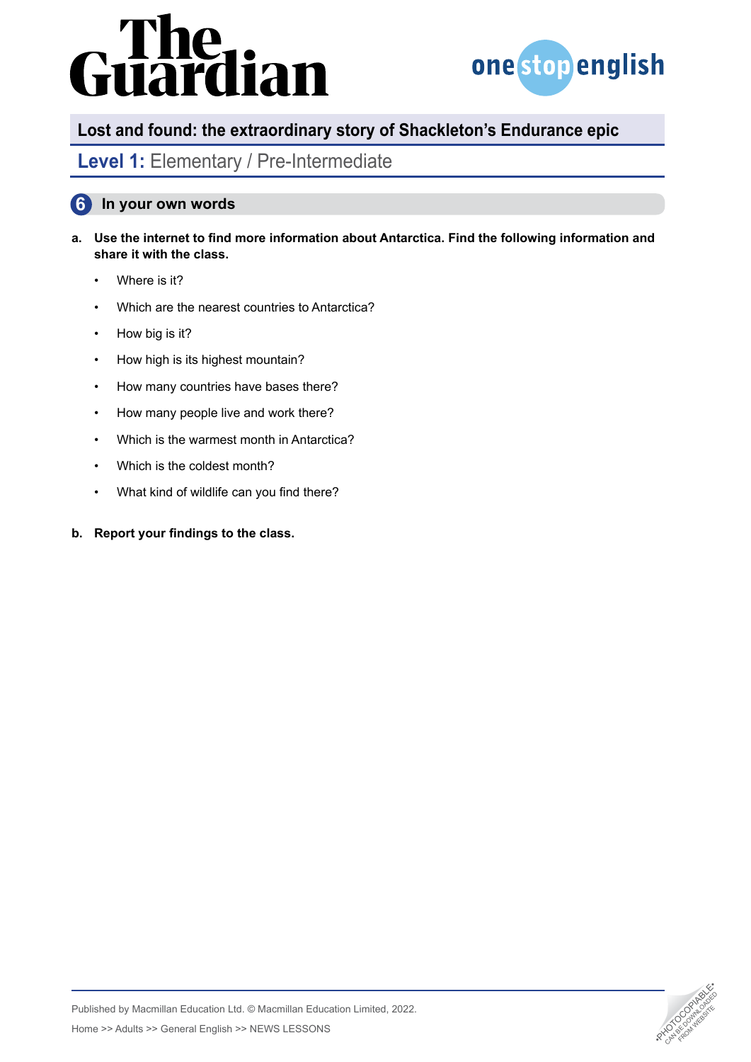## Lost and found: the extraordinary story of Shackleton's Endurance epic

### Level 1: Elementary / Pre-Intermediate

### 6 In your own words

**a. Use the internet to find more information about Antarctica. Find the following information and share it with the class.**

- Where is it?
- Which are the nearest countries to Antarctica?
- How big is it?
- How high is its highest mountain?
- How many countries have bases there?
- How many people live and work there?
- Which is the warmest month in Antarctica?
- Which is the coldest month?
- What kind of wildlife can you find there?

**b. Report your findings to the class.**

Published by Macmillan Education Ltd. © Macmillan Education Limited, 2022.

Home >> Adults >> General English >> NEWS LESSONS